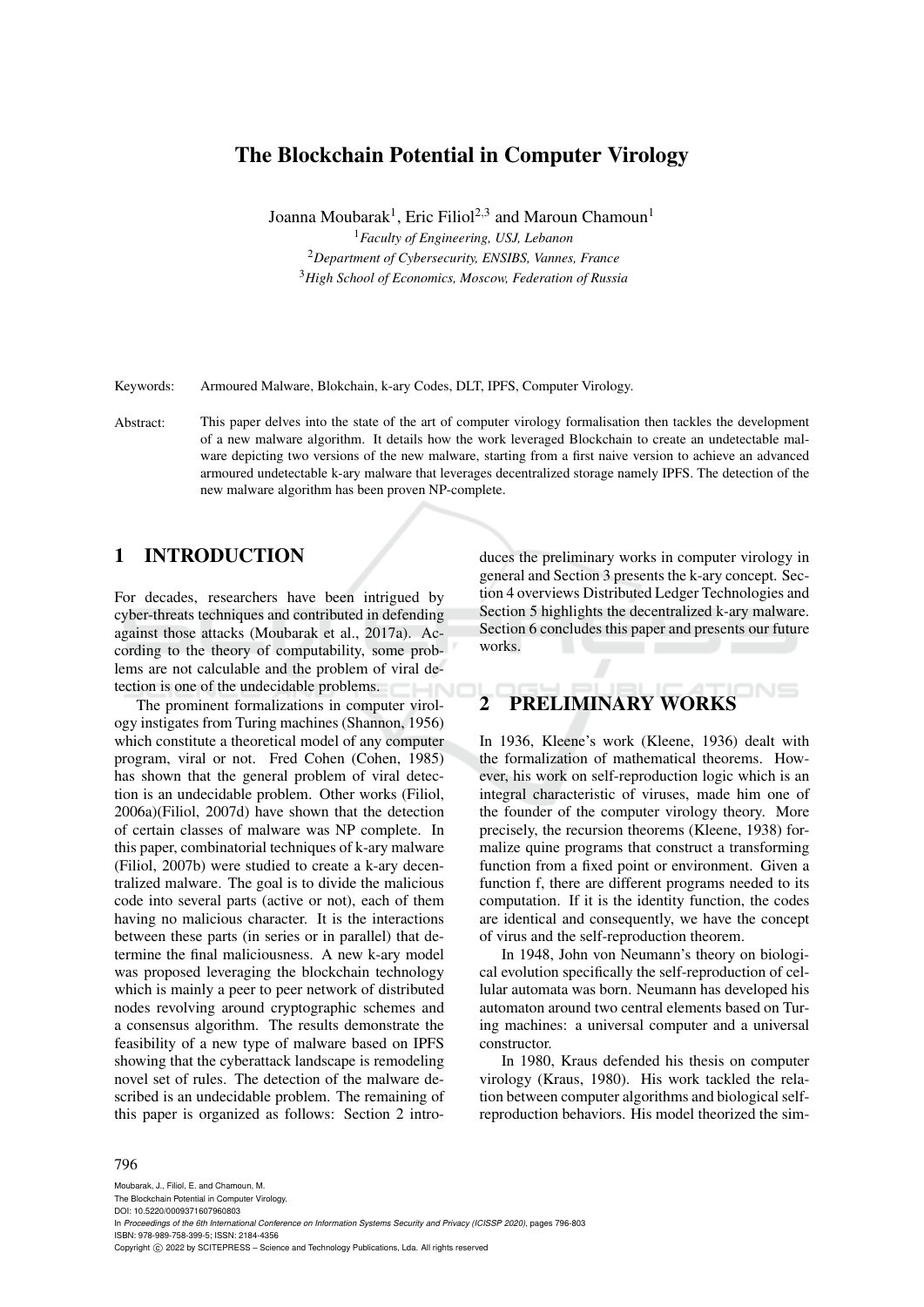# The Blockchain Potential in Computer Virology

Joanna Moubarak[1], Eric Filiol[2,3] and Maroun Chamoun[1]

[1] *Faculty of Engineering, USJ, Lebanon*
[2] *Department of Cybersecurity, ENSIBS, Vannes, France*
[3] *High School of Economics, Moscow, Federation of Russia*

Keywords: Armoured Malware, Blockchain, k-ary Codes, DLT, IPFS, Computer Virology.

Abstract: This paper delves into the state of the art of computer virology formalisation then tackles the development of a new malware algorithm. It details how the work leveraged Blockchain to create an undetectable malware depicting two versions of the new malware, starting from a first naive version to achieve an advanced armoured undetectable k-ary malware that leverages decentralized storage namely IPFS. The detection of the new malware algorithm has been proven NP-complete.

## 1 INTRODUCTION

For decades, researchers have been intrigued by cyber-threats techniques and contributed in defending against those attacks (Moubarak et al., 2017a). According to the theory of computability, some problems are not calculable and the problem of viral detection is one of the undecidable problems.

The prominent formalizations in computer virology instigates from Turing machines (Shannon, 1956) which constitute a theoretical model of any computer program, viral or not. Fred Cohen (Cohen, 1985) has shown that the general problem of viral detection is an undecidable problem. Other works (Filiol, 2006a)(Filiol, 2007d) have shown that the detection of certain classes of malware was NP complete. In this paper, combinatorial techniques of k-ary malware (Filiol, 2007b) were studied to create a k-ary decentralized malware. The goal is to divide the malicious code into several parts (active or not), each of them having no malicious character. It is the interactions between these parts (in series or in parallel) that determine the final maliciousness. A new k-ary model was proposed leveraging the blockchain technology which is mainly a peer to peer network of distributed nodes revolving around cryptographic schemes and a consensus algorithm. The results demonstrate the feasibility of a new type of malware based on IPFS showing that the cyberattack landscape is remodeling novel set of rules. The detection of the malware described is an undecidable problem. The remaining of this paper is organized as follows: Section 2 introduces the preliminary works in computer virology in general and Section 3 presents the k-ary concept. Section 4 overviews Distributed Ledger Technologies and Section 5 highlights the decentralized k-ary malware. Section 6 concludes this paper and presents our future works.

## 2 PRELIMINARY WORKS

In 1936, Kleene's work (Kleene, 1936) dealt with the formalization of mathematical theorems. However, his work on self-reproduction logic which is an integral characteristic of viruses, made him one of the founder of the computer virology theory. More precisely, the recursion theorems (Kleene, 1938) formalize quine programs that construct a transforming function from a fixed point or environment. Given a function f, there are different programs needed to its computation. If it is the identity function, the codes are identical and consequently, we have the concept of virus and the self-reproduction theorem.

In 1948, John von Neumann's theory on biological evolution specifically the self-reproduction of cellular automata was born. Neumann has developed his automaton around two central elements based on Turing machines: a universal computer and a universal constructor.

In 1980, Kraus defended his thesis on computer virology (Kraus, 1980). His work tackled the relation between computer algorithms and biological self-reproduction behaviors. His model theorized the sim-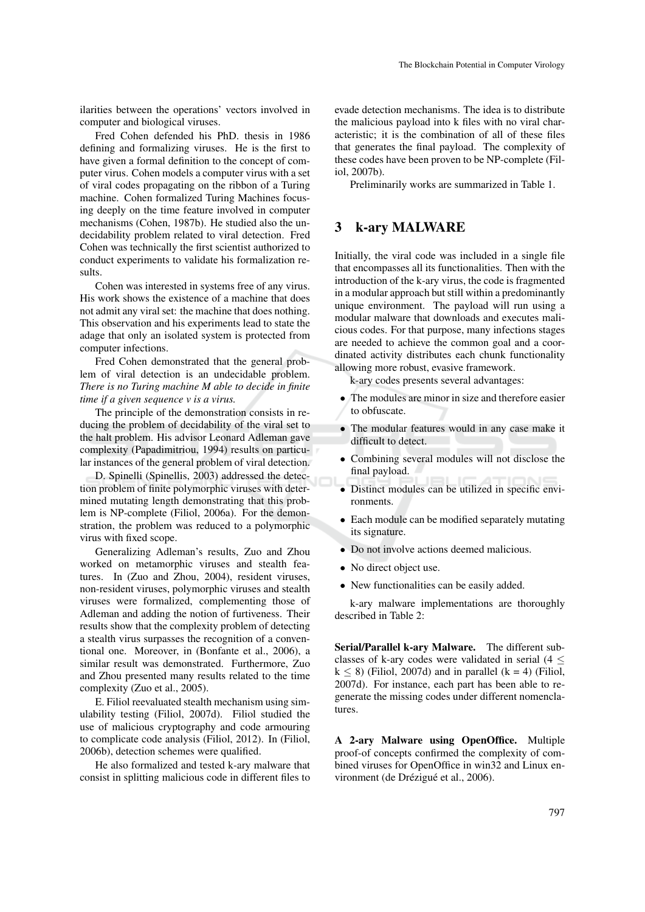ilarities between the operations' vectors involved in computer and biological viruses.

Fred Cohen defended his PhD. thesis in 1986 defining and formalizing viruses. He is the first to have given a formal definition to the concept of computer virus. Cohen models a computer virus with a set of viral codes propagating on the ribbon of a Turing machine. Cohen formalized Turing Machines focusing deeply on the time feature involved in computer mechanisms (Cohen, 1987b). He studied also the undecidability problem related to viral detection. Fred Cohen was technically the first scientist authorized to conduct experiments to validate his formalization results.

Cohen was interested in systems free of any virus. His work shows the existence of a machine that does not admit any viral set: the machine that does nothing. This observation and his experiments lead to state the adage that only an isolated system is protected from computer infections.

Fred Cohen demonstrated that the general problem of viral detection is an undecidable problem. *There is no Turing machine M able to decide in finite time if a given sequence v is a virus.*

The principle of the demonstration consists in reducing the problem of decidability of the viral set to the halt problem. His advisor Leonard Adleman gave complexity (Papadimitriou, 1994) results on particular instances of the general problem of viral detection.

D. Spinelli (Spinellis, 2003) addressed the detection problem of finite polymorphic viruses with determined mutating length demonstrating that this problem is NP-complete (Filiol, 2006a). For the demonstration, the problem was reduced to a polymorphic virus with fixed scope.

Generalizing Adleman's results, Zuo and Zhou worked on metamorphic viruses and stealth features. In (Zuo and Zhou, 2004), resident viruses, non-resident viruses, polymorphic viruses and stealth viruses were formalized, complementing those of Adleman and adding the notion of furtiveness. Their results show that the complexity problem of detecting a stealth virus surpasses the recognition of a conventional one. Moreover, in (Bonfante et al., 2006), a similar result was demonstrated. Furthermore, Zuo and Zhou presented many results related to the time complexity (Zuo et al., 2005).

E. Filiol reevaluated stealth mechanism using simulability testing (Filiol, 2007d). Filiol studied the use of malicious cryptography and code armouring to complicate code analysis (Filiol, 2012). In (Filiol, 2006b), detection schemes were qualified.

He also formalized and tested k-ary malware that consist in splitting malicious code in different files to evade detection mechanisms. The idea is to distribute the malicious payload into k files with no viral characteristic; it is the combination of all of these files that generates the final payload. The complexity of these codes have been proven to be NP-complete (Filiol, 2007b).

Preliminarily works are summarized in Table 1.

## 3 k-ary MALWARE

Initially, the viral code was included in a single file that encompasses all its functionalities. Then with the introduction of the k-ary virus, the code is fragmented in a modular approach but still within a predominantly unique environment. The payload will run using a modular malware that downloads and executes malicious codes. For that purpose, many infections stages are needed to achieve the common goal and a coordinated activity distributes each chunk functionality allowing more robust, evasive framework.

k-ary codes presents several advantages:

- The modules are minor in size and therefore easier to obfuscate.
- The modular features would in any case make it difficult to detect.
- Combining several modules will not disclose the final payload.
- Distinct modules can be utilized in specific environments.
- Each module can be modified separately mutating its signature.
- Do not involve actions deemed malicious.
- No direct object use.
- New functionalities can be easily added.

k-ary malware implementations are thoroughly described in Table 2:

**Serial/Parallel k-ary Malware.** The different subclasses of k-ary codes were validated in serial ($4 \leq k \leq 8$) (Filiol, 2007d) and in parallel ($k = 4$) (Filiol, 2007d). For instance, each part has been able to regenerate the missing codes under different nomenclatures.

**A 2-ary Malware using OpenOffice.** Multiple proof-of concepts confirmed the complexity of combined viruses for OpenOffice in win32 and Linux environment (de Drézigué et al., 2006).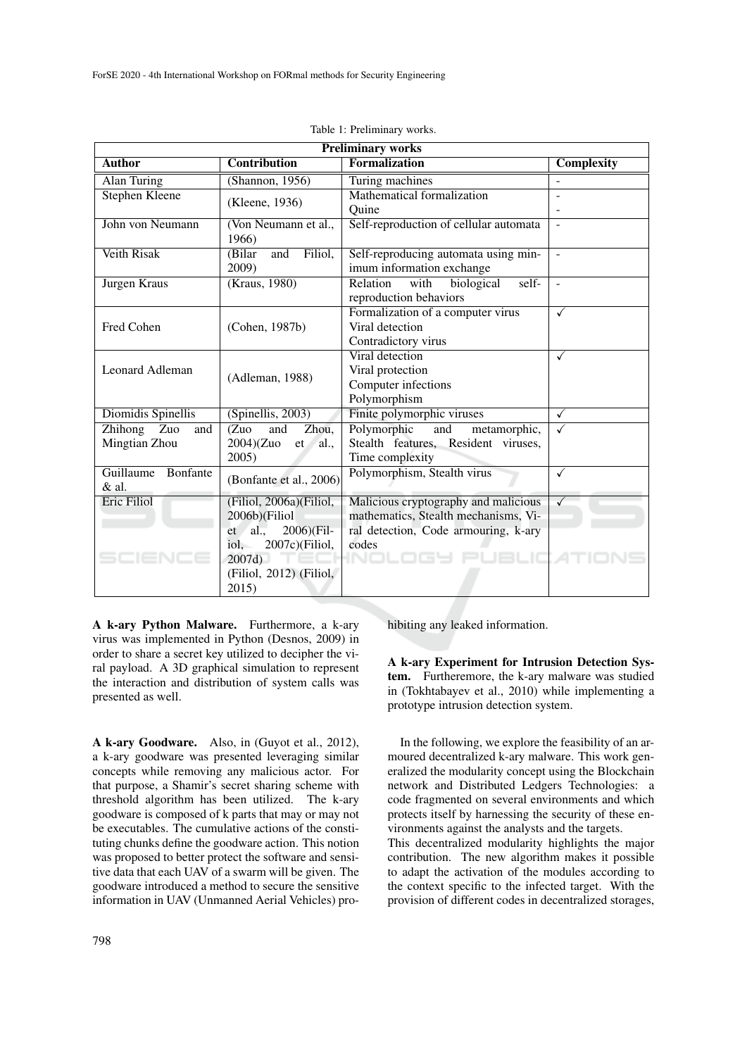Table 1: Preliminary works.

| Preliminary works | | | |
|---|---|---|---|
| **Author** | **Contribution** | **Formalization** | **Complexity** |
| Alan Turing | (Shannon, 1956) | Turing machines | - |
| Stephen Kleene | (Kleene, 1936) | Mathematical formalization<br>Quine | -<br>- |
| John von Neumann | (Von Neumann et al., 1966) | Self-reproduction of cellular automata | - |
| Veith Risak | (Bilar and Filiol, 2009) | Self-reproducing automata using minimum information exchange | - |
| Jurgen Kraus | (Kraus, 1980) | Relation with biological self-reproduction behaviors | - |
| Fred Cohen | (Cohen, 1987b) | Formalization of a computer virus<br>Viral detection<br>Contradictory virus | ✓ |
| Leonard Adleman | (Adleman, 1988) | Viral detection<br>Viral protection<br>Computer infections<br>Polymorphism | ✓ |
| Diomidis Spinellis | (Spinellis, 2003) | Finite polymorphic viruses | ✓ |
| Zhihong Zuo and Mingtian Zhou | (Zuo and Zhou, 2004)(Zuo et al., 2005) | Polymorphic and metamorphic, Stealth features, Resident viruses, Time complexity | ✓ |
| Guillaume Bonfante & al. | (Bonfante et al., 2006) | Polymorphism, Stealth virus | ✓ |
| Eric Filiol | (Filiol, 2006a)(Filiol, 2006b)(Filiol et al., 2006)(Filiol, 2007c)(Filiol, 2007d)<br>(Filiol, 2012) (Filiol, 2015) | Malicious cryptography and malicious mathematics, Stealth mechanisms, Viral detection, Code armouring, k-ary codes | ✓ |

**A k-ary Python Malware.** Furthermore, a k-ary virus was implemented in Python (Desnos, 2009) in order to share a secret key utilized to decipher the viral payload. A 3D graphical simulation to represent the interaction and distribution of system calls was presented as well.

**A k-ary Goodware.** Also, in (Guyot et al., 2012), a k-ary goodware was presented leveraging similar concepts while removing any malicious actor. For that purpose, a Shamir's secret sharing scheme with threshold algorithm has been utilized. The k-ary goodware is composed of k parts that may or may not be executables. The cumulative actions of the constituting chunks define the goodware action. This notion was proposed to better protect the software and sensitive data that each UAV of a swarm will be given. The goodware introduced a method to secure the sensitive information in UAV (Unmanned Aerial Vehicles) prohibiting any leaked information.

**A k-ary Experiment for Intrusion Detection System.** Furtheremore, the k-ary malware was studied in (Tokhtabayev et al., 2010) while implementing a prototype intrusion detection system.

In the following, we explore the feasibility of an armoured decentralized k-ary malware. This work generalized the modularity concept using the Blockchain network and Distributed Ledgers Technologies: a code fragmented on several environments and which protects itself by harnessing the security of these environments against the analysts and the targets.
This decentralized modularity highlights the major contribution. The new algorithm makes it possible to adapt the activation of the modules according to the context specific to the infected target. With the provision of different codes in decentralized storages,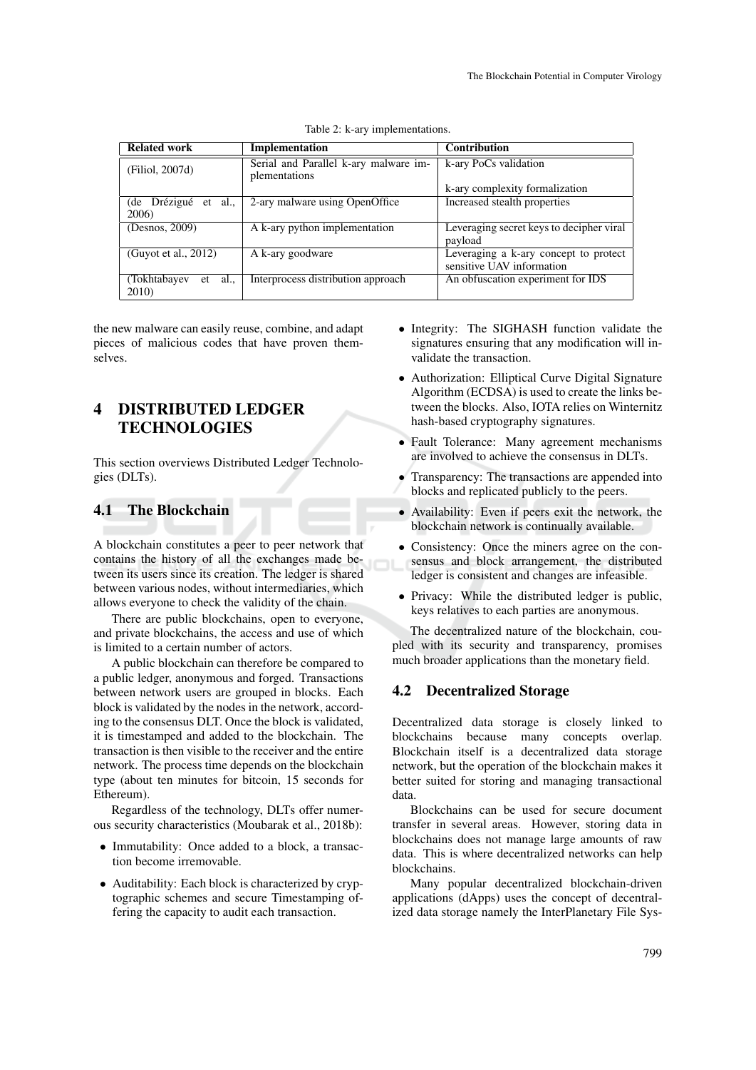Table 2: k-ary implementations.

| Related work | Implementation | Contribution |
|---|---|---|
| (Filiol, 2007d) | Serial and Parallel k-ary malware implementations | k-ary PoCs validation<br><br>k-ary complexity formalization |
| (de Drézigué et al., 2006) | 2-ary malware using OpenOffice | Increased stealth properties |
| (Desnos, 2009) | A k-ary python implementation | Leveraging secret keys to decipher viral payload |
| (Guyot et al., 2012) | A k-ary goodware | Leveraging a k-ary concept to protect sensitive UAV information |
| (Tokhtabayev et al., 2010) | Interprocess distribution approach | An obfuscation experiment for IDS |

the new malware can easily reuse, combine, and adapt pieces of malicious codes that have proven themselves.

# 4 DISTRIBUTED LEDGER TECHNOLOGIES

This section overviews Distributed Ledger Technologies (DLTs).

## 4.1 The Blockchain

A blockchain constitutes a peer to peer network that contains the history of all the exchanges made between its users since its creation. The ledger is shared between various nodes, without intermediaries, which allows everyone to check the validity of the chain.

There are public blockchains, open to everyone, and private blockchains, the access and use of which is limited to a certain number of actors.

A public blockchain can therefore be compared to a public ledger, anonymous and forged. Transactions between network users are grouped in blocks. Each block is validated by the nodes in the network, according to the consensus DLT. Once the block is validated, it is timestamped and added to the blockchain. The transaction is then visible to the receiver and the entire network. The process time depends on the blockchain type (about ten minutes for bitcoin, 15 seconds for Ethereum).

Regardless of the technology, DLTs offer numerous security characteristics (Moubarak et al., 2018b):

- Immutability: Once added to a block, a transaction become irremovable.
- Auditability: Each block is characterized by cryptographic schemes and secure Timestamping offering the capacity to audit each transaction.
- Integrity: The SIGHASH function validate the signatures ensuring that any modification will invalidate the transaction.
- Authorization: Elliptical Curve Digital Signature Algorithm (ECDSA) is used to create the links between the blocks. Also, IOTA relies on Winternitz hash-based cryptography signatures.
- Fault Tolerance: Many agreement mechanisms are involved to achieve the consensus in DLTs.
- Transparency: The transactions are appended into blocks and replicated publicly to the peers.
- Availability: Even if peers exit the network, the blockchain network is continually available.
- Consistency: Once the miners agree on the consensus and block arrangement, the distributed ledger is consistent and changes are infeasible.
- Privacy: While the distributed ledger is public, keys relatives to each parties are anonymous.

The decentralized nature of the blockchain, coupled with its security and transparency, promises much broader applications than the monetary field.

## 4.2 Decentralized Storage

Decentralized data storage is closely linked to blockchains because many concepts overlap. Blockchain itself is a decentralized data storage network, but the operation of the blockchain makes it better suited for storing and managing transactional data.

Blockchains can be used for secure document transfer in several areas. However, storing data in blockchains does not manage large amounts of raw data. This is where decentralized networks can help blockchains.

Many popular decentralized blockchain-driven applications (dApps) uses the concept of decentralized data storage namely the InterPlanetary File Sys-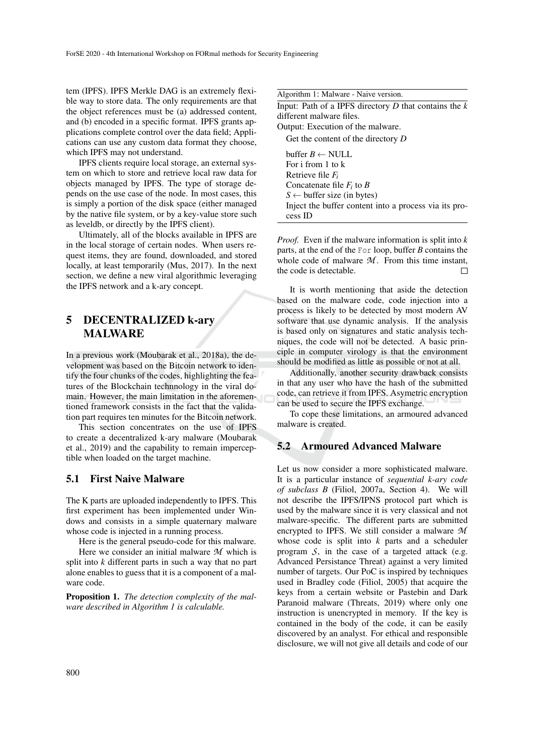tem (IPFS). IPFS Merkle DAG is an extremely flexible way to store data. The only requirements are that the object references must be (a) addressed content, and (b) encoded in a specific format. IPFS grants applications complete control over the data field; Applications can use any custom data format they choose, which IPFS may not understand.

IPFS clients require local storage, an external system on which to store and retrieve local raw data for objects managed by IPFS. The type of storage depends on the use case of the node. In most cases, this is simply a portion of the disk space (either managed by the native file system, or by a key-value store such as leveldb, or directly by the IPFS client).

Ultimately, all of the blocks available in IPFS are in the local storage of certain nodes. When users request items, they are found, downloaded, and stored locally, at least temporarily (Mus, 2017). In the next section, we define a new viral algorithmic leveraging the IPFS network and a k-ary concept.

# 5 DECENTRALIZED k-ary MALWARE

In a previous work (Moubarak et al., 2018a), the development was based on the Bitcoin network to identify the four chunks of the codes, highlighting the features of the Blockchain technnology in the viral domain. However, the main limitation in the aforementioned framework consists in the fact that the validation part requires ten minutes for the Bitcoin network.

This section concentrates on the use of IPFS to create a decentralized k-ary malware (Moubarak et al., 2019) and the capability to remain imperceptible when loaded on the target machine.

## 5.1 First Naive Malware

The K parts are uploaded independently to IPFS. This first experiment has been implemented under Windows and consists in a simple quaternary malware whose code is injected in a running process.

Here is the general pseudo-code for this malware.

Here we consider an initial malware $\mathcal{M}$ which is split into $k$ different parts in such a way that no part alone enables to guess that it is a component of a malware code.

**Proposition 1.** *The detection complexity of the malware described in Algorithm 1 is calculable.*

Algorithm 1: Malware - Naive version.

Input: Path of a IPFS directory $D$ that contains the $k$ different malware files.
Output: Execution of the malware.

Get the content of the directory $D$

buffer $B \leftarrow$ NULL
For i from 1 to k
Retrieve file $F_i$
Concatenate file $F_i$ to $B$
$S \leftarrow$ buffer size (in bytes)
Inject the buffer content into a process via its process ID

*Proof.* Even if the malware information is split into $k$ parts, at the end of the `For` loop, buffer $B$ contains the whole code of malware $\mathcal{M}$. From this time instant, the code is detectable. □

It is worth mentioning that aside the detection based on the malware code, code injection into a process is likely to be detected by most modern AV software that use dynamic analysis. If the analysis is based only on signatures and static analysis techniques, the code will not be detected. A basic principle in computer virology is that the environment should be modified as little as possible or not at all.

Additionally, another security drawback consists in that any user who have the hash of the submitted code, can retrieve it from IPFS. Asymetric encryption can be used to secure the IPFS exchange.

To cope these limitations, an armoured advanced malware is created.

## 5.2 Armoured Advanced Malware

Let us now consider a more sophisticated malware. It is a particular instance of *sequential k-ary code of subclass B* (Filiol, 2007a, Section 4). We will not describe the IPFS/IPNS protocol part which is used by the malware since it is very classical and not malware-specific. The different parts are submitted encrypted to IPFS. We still consider a malware $\mathcal{M}$ whose code is split into $k$ parts and a scheduler program $\mathcal{S}$, in the case of a targeted attack (e.g. Advanced Persistance Threat) against a very limited number of targets. Our PoC is inspired by techniques used in Bradley code (Filiol, 2005) that acquire the keys from a certain website or Pastebin and Dark Paranoid malware (Threats, 2019) where only one instruction is unencrypted in memory. If the key is contained in the body of the code, it can be easily discovered by an analyst. For ethical and responsible disclosure, we will not give all details and code of our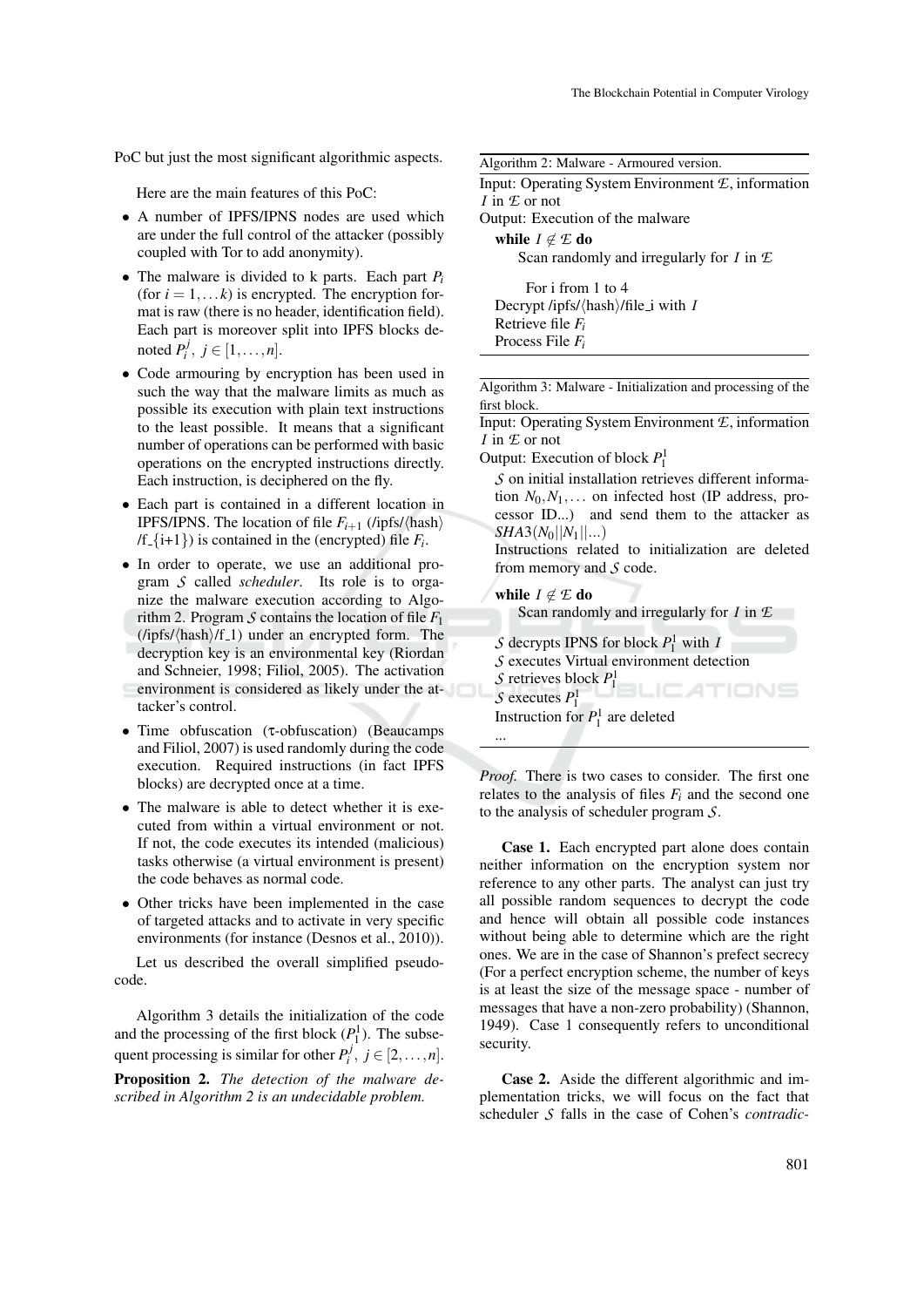PoC but just the most significant algorithmic aspects.

Here are the main features of this PoC:

- A number of IPFS/IPNS nodes are used which are under the full control of the attacker (possibly coupled with Tor to add anonymity).
- The malware is divided to k parts. Each part $P_i$ (for $i = 1, \ldots k$) is encrypted. The encryption format is raw (there is no header, identification field). Each part is moreover split into IPFS blocks denoted $P_i^j,\ j \in [1, \ldots, n]$.
- Code armouring by encryption has been used in such the way that the malware limits as much as possible its execution with plain text instructions to the least possible. It means that a significant number of operations can be performed with basic operations on the encrypted instructions directly. Each instruction, is deciphered on the fly.
- Each part is contained in a different location in IPFS/IPNS. The location of file $F_{i+1}$ (/ipfs/⟨hash⟩ /f_{i+1}) is contained in the (encrypted) file $F_i$.
- In order to operate, we use an additional program $\mathcal{S}$ called *scheduler*. Its role is to organize the malware execution according to Algorithm 2. Program $\mathcal{S}$ contains the location of file $F_1$ (/ipfs/⟨hash⟩/f_1) under an encrypted form. The decryption key is an environmental key (Riordan and Schneier, 1998; Filiol, 2005). The activation environment is considered as likely under the attacker's control.
- Time obfuscation ($\tau$-obfuscation) (Beaucamps and Filiol, 2007) is used randomly during the code execution. Required instructions (in fact IPFS blocks) are decrypted once at a time.
- The malware is able to detect whether it is executed from within a virtual environment or not. If not, the code executes its intended (malicious) tasks otherwise (a virtual environment is present) the code behaves as normal code.
- Other tricks have been implemented in the case of targeted attacks and to activate in very specific environments (for instance (Desnos et al., 2010)).

Let us described the overall simplified pseudocode.

Algorithm 3 details the initialization of the code and the processing of the first block ($P_1^1$). The subsequent processing is similar for other $P_i^j,\ j \in [2, \ldots, n]$.

**Proposition 2.** *The detection of the malware described in Algorithm 2 is an undecidable problem.*

---

Algorithm 2: Malware - Armoured version.

Input: Operating System Environment $\mathcal{E}$, information $I$ in $\mathcal{E}$ or not
Output: Execution of the malware

**while** $I \notin \mathcal{E}$ **do**
  Scan randomly and irregularly for $I$ in $\mathcal{E}$

  For i from 1 to 4
Decrypt /ipfs/⟨hash⟩/file_i with $I$
Retrieve file $F_i$
Process File $F_i$

---

Algorithm 3: Malware - Initialization and processing of the first block.

Input: Operating System Environment $\mathcal{E}$, information $I$ in $\mathcal{E}$ or not
Output: Execution of block $P_1^1$

$\mathcal{S}$ on initial installation retrieves different information $N_0, N_1, \ldots$ on infected host (IP address, processor ID...) and send them to the attacker as $SHA3(N_0||N_1||\ldots)$
Instructions related to initialization are deleted from memory and $\mathcal{S}$ code.

**while** $I \notin \mathcal{E}$ **do**
  Scan randomly and irregularly for $I$ in $\mathcal{E}$

$\mathcal{S}$ decrypts IPNS for block $P_1^1$ with $I$
$\mathcal{S}$ executes Virtual environment detection
$\mathcal{S}$ retrieves block $P_1^1$
$\mathcal{S}$ executes $P_1^1$
Instruction for $P_1^1$ are deleted
...

---

*Proof.* There is two cases to consider. The first one relates to the analysis of files $F_i$ and the second one to the analysis of scheduler program $\mathcal{S}$.

**Case 1.** Each encrypted part alone does contain neither information on the encryption system nor reference to any other parts. The analyst can just try all possible random sequences to decrypt the code and hence will obtain all possible code instances without being able to determine which are the right ones. We are in the case of Shannon's prefect secrecy (For a perfect encryption scheme, the number of keys is at least the size of the message space - number of messages that have a non-zero probability) (Shannon, 1949). Case 1 consequently refers to unconditional security.

**Case 2.** Aside the different algorithmic and implementation tricks, we will focus on the fact that scheduler $\mathcal{S}$ falls in the case of Cohen's *contradic-*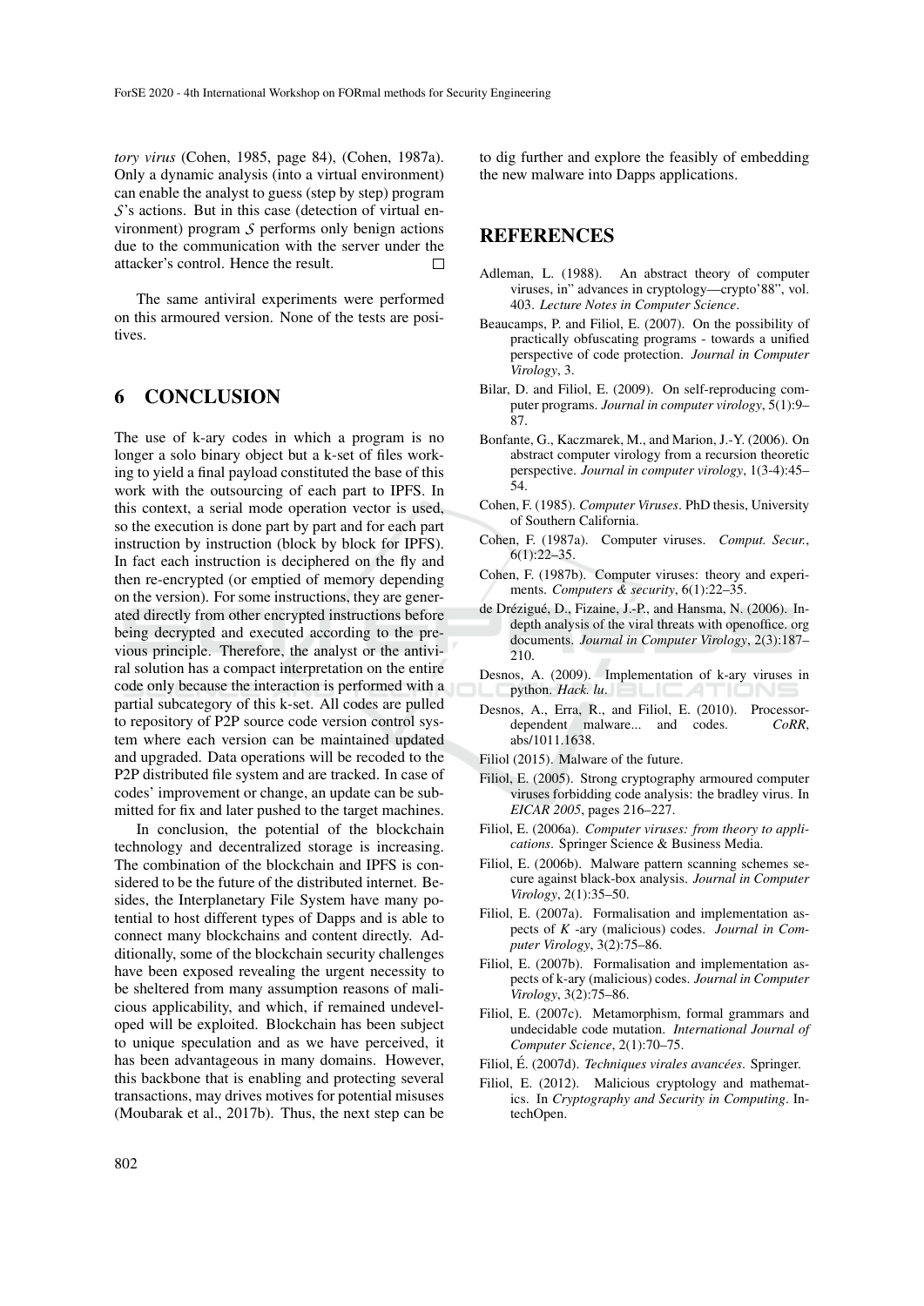*tory virus* (Cohen, 1985, page 84), (Cohen, 1987a). Only a dynamic analysis (into a virtual environment) can enable the analyst to guess (step by step) program $\mathcal{S}$'s actions. But in this case (detection of virtual environment) program $\mathcal{S}$ performs only benign actions due to the communication with the server under the attacker's control. Hence the result. □

The same antiviral experiments were performed on this armoured version. None of the tests are positives.

## 6 CONCLUSION

The use of k-ary codes in which a program is no longer a solo binary object but a k-set of files working to yield a final payload constituted the base of this work with the outsourcing of each part to IPFS. In this context, a serial mode operation vector is used, so the execution is done part by part and for each part instruction by instruction (block by block for IPFS). In fact each instruction is deciphered on the fly and then re-encrypted (or emptied of memory depending on the version). For some instructions, they are generated directly from other encrypted instructions before being decrypted and executed according to the previous principle. Therefore, the analyst or the antiviral solution has a compact interpretation on the entire code only because the interaction is performed with a partial subcategory of this k-set. All codes are pulled to repository of P2P source code version control system where each version can be maintained updated and upgraded. Data operations will be recoded to the P2P distributed file system and are tracked. In case of codes' improvement or change, an update can be submitted for fix and later pushed to the target machines.

In conclusion, the potential of the blockchain technology and decentralized storage is increasing. The combination of the blockchain and IPFS is considered to be the future of the distributed internet. Besides, the Interplanetary File System have many potential to host different types of Dapps and is able to connect many blockchains and content directly. Additionally, some of the blockchain security challenges have been exposed revealing the urgent necessity to be sheltered from many assumption reasons of malicious applicability, and which, if remained undeveloped will be exploited. Blockchain has been subject to unique speculation and as we have perceived, it has been advantageous in many domains. However, this backbone that is enabling and protecting several transactions, may drives motives for potential misuses (Moubarak et al., 2017b). Thus, the next step can be to dig further and explore the feasibly of embedding the new malware into Dapps applications.

## REFERENCES

Adleman, L. (1988). An abstract theory of computer viruses, in" advances in cryptology—crypto'88", vol. 403. *Lecture Notes in Computer Science*.

Beaucamps, P. and Filiol, E. (2007). On the possibility of practically obfuscating programs - towards a unified perspective of code protection. *Journal in Computer Virology*, 3.

Bilar, D. and Filiol, E. (2009). On self-reproducing computer programs. *Journal in computer virology*, 5(1):9–87.

Bonfante, G., Kaczmarek, M., and Marion, J.-Y. (2006). On abstract computer virology from a recursion theoretic perspective. *Journal in computer virology*, 1(3-4):45–54.

Cohen, F. (1985). *Computer Viruses*. PhD thesis, University of Southern California.

Cohen, F. (1987a). Computer viruses. *Comput. Secur.*, 6(1):22–35.

Cohen, F. (1987b). Computer viruses: theory and experiments. *Computers & security*, 6(1):22–35.

de Drézigué, D., Fizaine, J.-P., and Hansma, N. (2006). In-depth analysis of the viral threats with openoffice. org documents. *Journal in Computer Virology*, 2(3):187–210.

Desnos, A. (2009). Implementation of k-ary viruses in python. *Hack. lu*.

Desnos, A., Erra, R., and Filiol, E. (2010). Processor-dependent malware... and codes. *CoRR*, abs/1011.1638.

Filiol (2015). Malware of the future.

Filiol, E. (2005). Strong cryptography armoured computer viruses forbidding code analysis: the bradley virus. In *EICAR 2005*, pages 216–227.

Filiol, E. (2006a). *Computer viruses: from theory to applications*. Springer Science & Business Media.

Filiol, E. (2006b). Malware pattern scanning schemes secure against black-box analysis. *Journal in Computer Virology*, 2(1):35–50.

Filiol, E. (2007a). Formalisation and implementation aspects of $K$ -ary (malicious) codes. *Journal in Computer Virology*, 3(2):75–86.

Filiol, E. (2007b). Formalisation and implementation aspects of k-ary (malicious) codes. *Journal in Computer Virology*, 3(2):75–86.

Filiol, E. (2007c). Metamorphism, formal grammars and undecidable code mutation. *International Journal of Computer Science*, 2(1):70–75.

Filiol, É. (2007d). *Techniques virales avancées*. Springer.

Filiol, E. (2012). Malicious cryptology and mathematics. In *Cryptography and Security in Computing*. IntechOpen.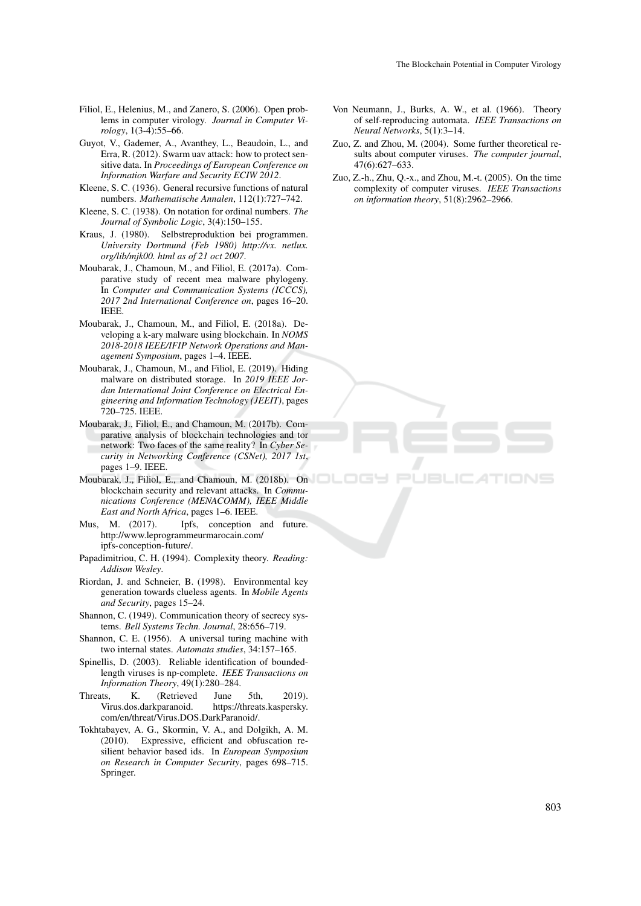Filiol, E., Helenius, M., and Zanero, S. (2006). Open problems in computer virology. *Journal in Computer Virology*, 1(3-4):55–66.

Guyot, V., Gademer, A., Avanthey, L., Beaudoin, L., and Erra, R. (2012). Swarm uav attack: how to protect sensitive data. In *Proceedings of European Conference on Information Warfare and Security ECIW 2012*.

Kleene, S. C. (1936). General recursive functions of natural numbers. *Mathematische Annalen*, 112(1):727–742.

Kleene, S. C. (1938). On notation for ordinal numbers. *The Journal of Symbolic Logic*, 3(4):150–155.

Kraus, J. (1980). Selbstreproduktion bei programmen. *University Dortmund (Feb 1980) http://vx. netlux. org/lib/mjk00. html as of 21 oct 2007*.

Moubarak, J., Chamoun, M., and Filiol, E. (2017a). Comparative study of recent mea malware phylogeny. In *Computer and Communication Systems (ICCCS), 2017 2nd International Conference on*, pages 16–20. IEEE.

Moubarak, J., Chamoun, M., and Filiol, E. (2018a). Developing a k-ary malware using blockchain. In *NOMS 2018-2018 IEEE/IFIP Network Operations and Management Symposium*, pages 1–4. IEEE.

Moubarak, J., Chamoun, M., and Filiol, E. (2019). Hiding malware on distributed storage. In *2019 IEEE Jordan International Joint Conference on Electrical Engineering and Information Technology (JEEIT)*, pages 720–725. IEEE.

Moubarak, J., Filiol, E., and Chamoun, M. (2017b). Comparative analysis of blockchain technologies and tor network: Two faces of the same reality? In *Cyber Security in Networking Conference (CSNet), 2017 1st*, pages 1–9. IEEE.

Moubarak, J., Filiol, E., and Chamoun, M. (2018b). On blockchain security and relevant attacks. In *Communications Conference (MENACOMM), IEEE Middle East and North Africa*, pages 1–6. IEEE.

Mus, M. (2017). Ipfs, conception and future. http://www.leprogrammeurmarocain.com/ipfs-conception-future/.

Papadimitriou, C. H. (1994). Complexity theory. *Reading: Addison Wesley*.

Riordan, J. and Schneier, B. (1998). Environmental key generation towards clueless agents. In *Mobile Agents and Security*, pages 15–24.

Shannon, C. (1949). Communication theory of secrecy systems. *Bell Systems Techn. Journal*, 28:656–719.

Shannon, C. E. (1956). A universal turing machine with two internal states. *Automata studies*, 34:157–165.

Spinellis, D. (2003). Reliable identification of bounded-length viruses is np-complete. *IEEE Transactions on Information Theory*, 49(1):280–284.

Threats, K. (Retrieved June 5th, 2019). Virus.dos.darkparanoid. https://threats.kaspersky.com/en/threat/Virus.DOS.DarkParanoid/.

Tokhtabayev, A. G., Skormin, V. A., and Dolgikh, A. M. (2010). Expressive, efficient and obfuscation resilient behavior based ids. In *European Symposium on Research in Computer Security*, pages 698–715. Springer.

Von Neumann, J., Burks, A. W., et al. (1966). Theory of self-reproducing automata. *IEEE Transactions on Neural Networks*, 5(1):3–14.

Zuo, Z. and Zhou, M. (2004). Some further theoretical results about computer viruses. *The computer journal*, 47(6):627–633.

Zuo, Z.-h., Zhu, Q.-x., and Zhou, M.-t. (2005). On the time complexity of computer viruses. *IEEE Transactions on information theory*, 51(8):2962–2966.